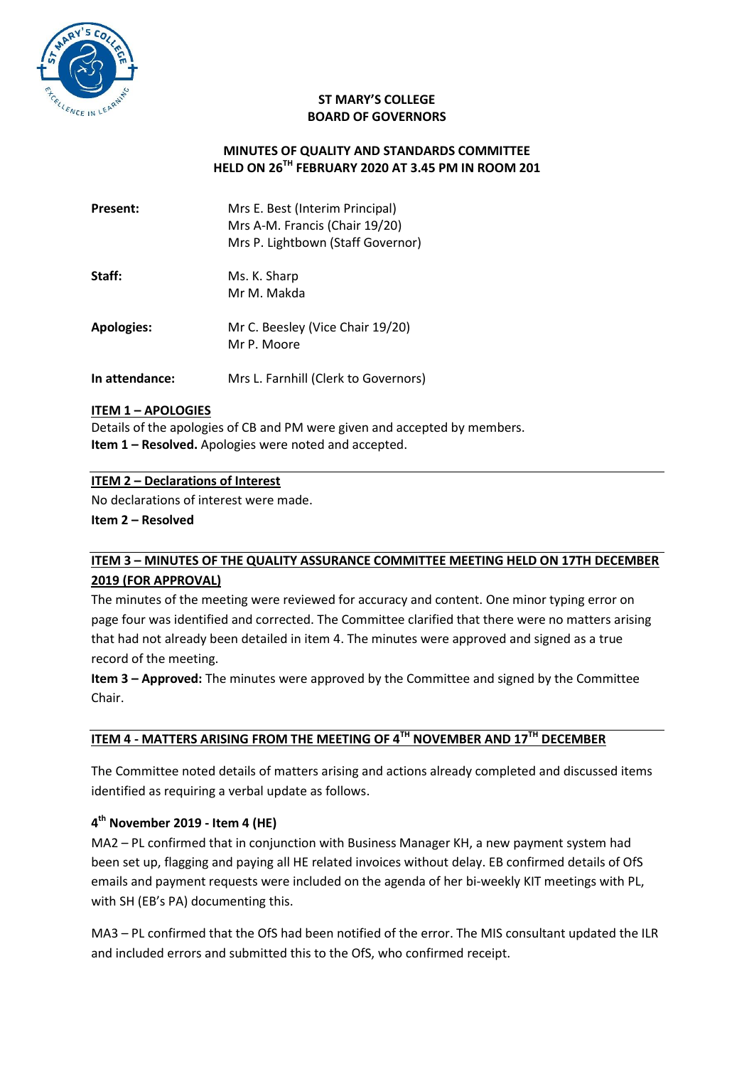**ST MARY'S COLLEGE**
**BOARD OF GOVERNORS**

**MINUTES OF QUALITY AND STANDARDS COMMITTEE**
**HELD ON 26TH FEBRUARY 2020 AT 3.45 PM IN ROOM 201**

| | |
|---|---|
| **Present:** | Mrs E. Best (Interim Principal)<br>Mrs A-M. Francis (Chair 19/20)<br>Mrs P. Lightbown (Staff Governor) |
| **Staff:** | Ms. K. Sharp<br>Mr M. Makda |
| **Apologies:** | Mr C. Beesley (Vice Chair 19/20)<br>Mr P. Moore |
| **In attendance:** | Mrs L. Farnhill (Clerk to Governors) |

**ITEM 1 – APOLOGIES**

Details of the apologies of CB and PM were given and accepted by members.

**Item 1 – Resolved.** Apologies were noted and accepted.

**ITEM 2 – Declarations of Interest**

No declarations of interest were made.

**Item 2 – Resolved**

**ITEM 3 – MINUTES OF THE QUALITY ASSURANCE COMMITTEE MEETING HELD ON 17TH DECEMBER 2019 (FOR APPROVAL)**

The minutes of the meeting were reviewed for accuracy and content. One minor typing error on page four was identified and corrected. The Committee clarified that there were no matters arising that had not already been detailed in item 4. The minutes were approved and signed as a true record of the meeting.

**Item 3 – Approved:** The minutes were approved by the Committee and signed by the Committee Chair.

**ITEM 4 - MATTERS ARISING FROM THE MEETING OF 4TH NOVEMBER AND 17TH DECEMBER**

The Committee noted details of matters arising and actions already completed and discussed items identified as requiring a verbal update as follows.

**4th November 2019 - Item 4 (HE)**

MA2 – PL confirmed that in conjunction with Business Manager KH, a new payment system had been set up, flagging and paying all HE related invoices without delay. EB confirmed details of OfS emails and payment requests were included on the agenda of her bi-weekly KIT meetings with PL, with SH (EB's PA) documenting this.

MA3 – PL confirmed that the OfS had been notified of the error. The MIS consultant updated the ILR and included errors and submitted this to the OfS, who confirmed receipt.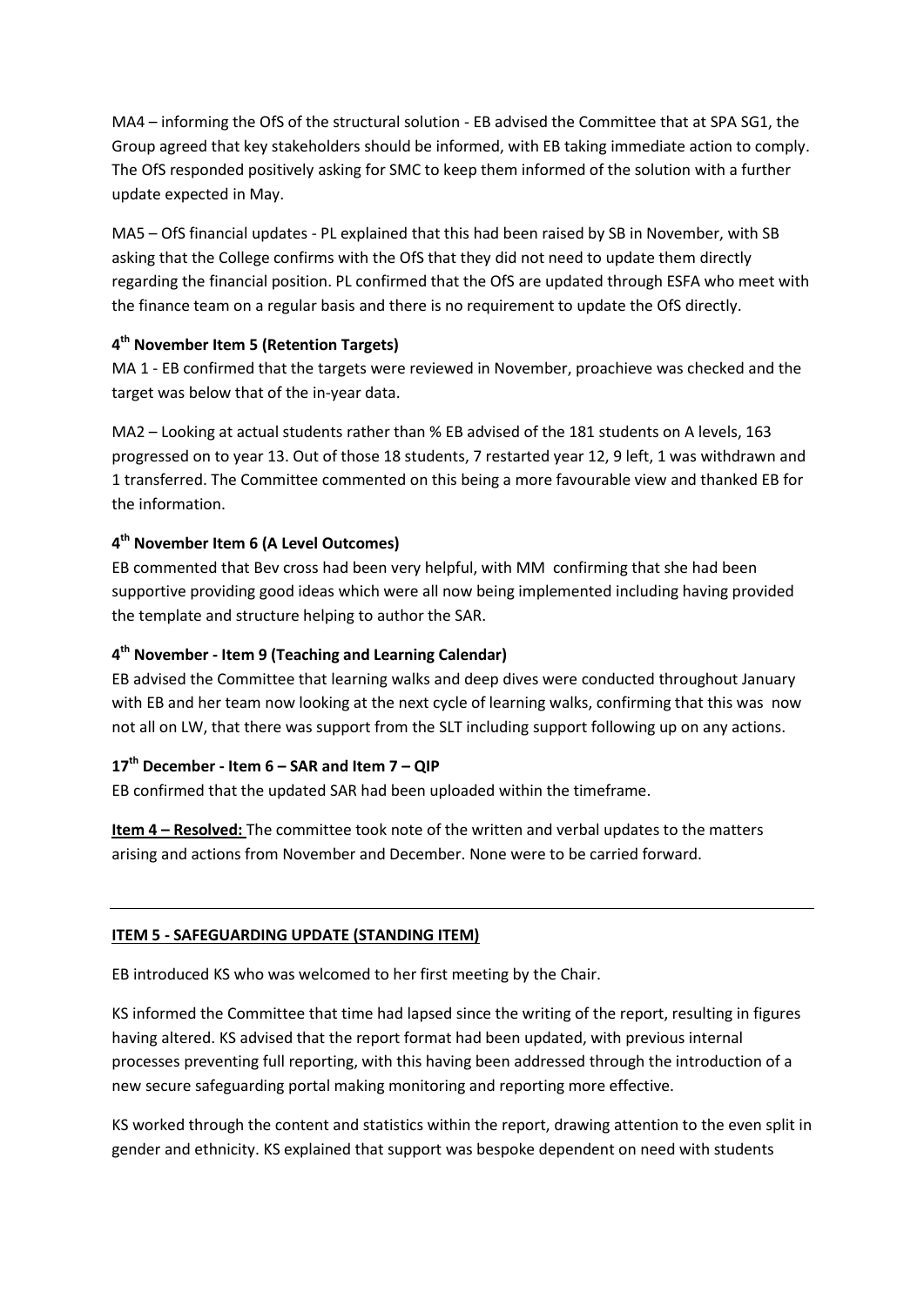MA4 – informing the OfS of the structural solution - EB advised the Committee that at SPA SG1, the Group agreed that key stakeholders should be informed, with EB taking immediate action to comply. The OfS responded positively asking for SMC to keep them informed of the solution with a further update expected in May.

MA5 – OfS financial updates - PL explained that this had been raised by SB in November, with SB asking that the College confirms with the OfS that they did not need to update them directly regarding the financial position. PL confirmed that the OfS are updated through ESFA who meet with the finance team on a regular basis and there is no requirement to update the OfS directly.

### 4th November Item 5 (Retention Targets)

MA 1 - EB confirmed that the targets were reviewed in November, proachieve was checked and the target was below that of the in-year data.

MA2 – Looking at actual students rather than % EB advised of the 181 students on A levels, 163 progressed on to year 13. Out of those 18 students, 7 restarted year 12, 9 left, 1 was withdrawn and 1 transferred. The Committee commented on this being a more favourable view and thanked EB for the information.

### 4th November Item 6 (A Level Outcomes)

EB commented that Bev cross had been very helpful, with MM confirming that she had been supportive providing good ideas which were all now being implemented including having provided the template and structure helping to author the SAR.

### 4th November - Item 9 (Teaching and Learning Calendar)

EB advised the Committee that learning walks and deep dives were conducted throughout January with EB and her team now looking at the next cycle of learning walks, confirming that this was now not all on LW, that there was support from the SLT including support following up on any actions.

### 17th December - Item 6 – SAR and Item 7 – QIP

EB confirmed that the updated SAR had been uploaded within the timeframe.

**Item 4 – Resolved:** The committee took note of the written and verbal updates to the matters arising and actions from November and December. None were to be carried forward.

---

## ITEM 5 - SAFEGUARDING UPDATE (STANDING ITEM)

EB introduced KS who was welcomed to her first meeting by the Chair.

KS informed the Committee that time had lapsed since the writing of the report, resulting in figures having altered. KS advised that the report format had been updated, with previous internal processes preventing full reporting, with this having been addressed through the introduction of a new secure safeguarding portal making monitoring and reporting more effective.

KS worked through the content and statistics within the report, drawing attention to the even split in gender and ethnicity. KS explained that support was bespoke dependent on need with students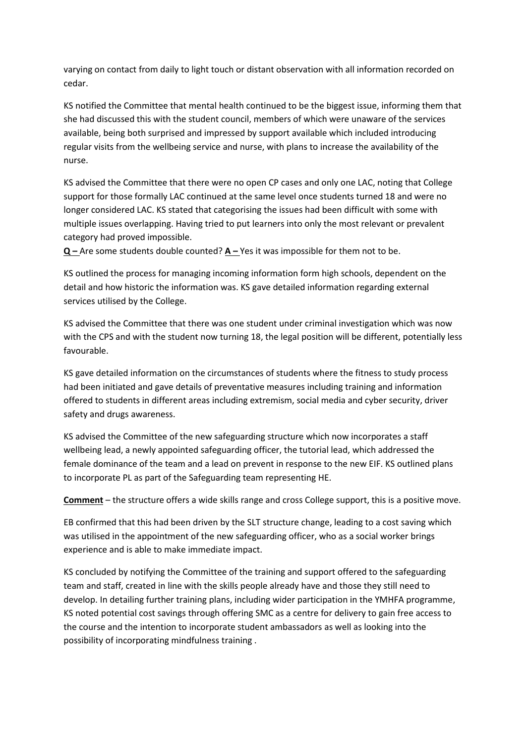varying on contact from daily to light touch or distant observation with all information recorded on cedar.

KS notified the Committee that mental health continued to be the biggest issue, informing them that she had discussed this with the student council, members of which were unaware of the services available, being both surprised and impressed by support available which included introducing regular visits from the wellbeing service and nurse, with plans to increase the availability of the nurse.

KS advised the Committee that there were no open CP cases and only one LAC, noting that College support for those formally LAC continued at the same level once students turned 18 and were no longer considered LAC. KS stated that categorising the issues had been difficult with some with multiple issues overlapping. Having tried to put learners into only the most relevant or prevalent category had proved impossible.

**Q –** Are some students double counted? **A –** Yes it was impossible for them not to be.

KS outlined the process for managing incoming information form high schools, dependent on the detail and how historic the information was. KS gave detailed information regarding external services utilised by the College.

KS advised the Committee that there was one student under criminal investigation which was now with the CPS and with the student now turning 18, the legal position will be different, potentially less favourable.

KS gave detailed information on the circumstances of students where the fitness to study process had been initiated and gave details of preventative measures including training and information offered to students in different areas including extremism, social media and cyber security, driver safety and drugs awareness.

KS advised the Committee of the new safeguarding structure which now incorporates a staff wellbeing lead, a newly appointed safeguarding officer, the tutorial lead, which addressed the female dominance of the team and a lead on prevent in response to the new EIF. KS outlined plans to incorporate PL as part of the Safeguarding team representing HE.

**Comment** – the structure offers a wide skills range and cross College support, this is a positive move.

EB confirmed that this had been driven by the SLT structure change, leading to a cost saving which was utilised in the appointment of the new safeguarding officer, who as a social worker brings experience and is able to make immediate impact.

KS concluded by notifying the Committee of the training and support offered to the safeguarding team and staff, created in line with the skills people already have and those they still need to develop. In detailing further training plans, including wider participation in the YMHFA programme, KS noted potential cost savings through offering SMC as a centre for delivery to gain free access to the course and the intention to incorporate student ambassadors as well as looking into the possibility of incorporating mindfulness training .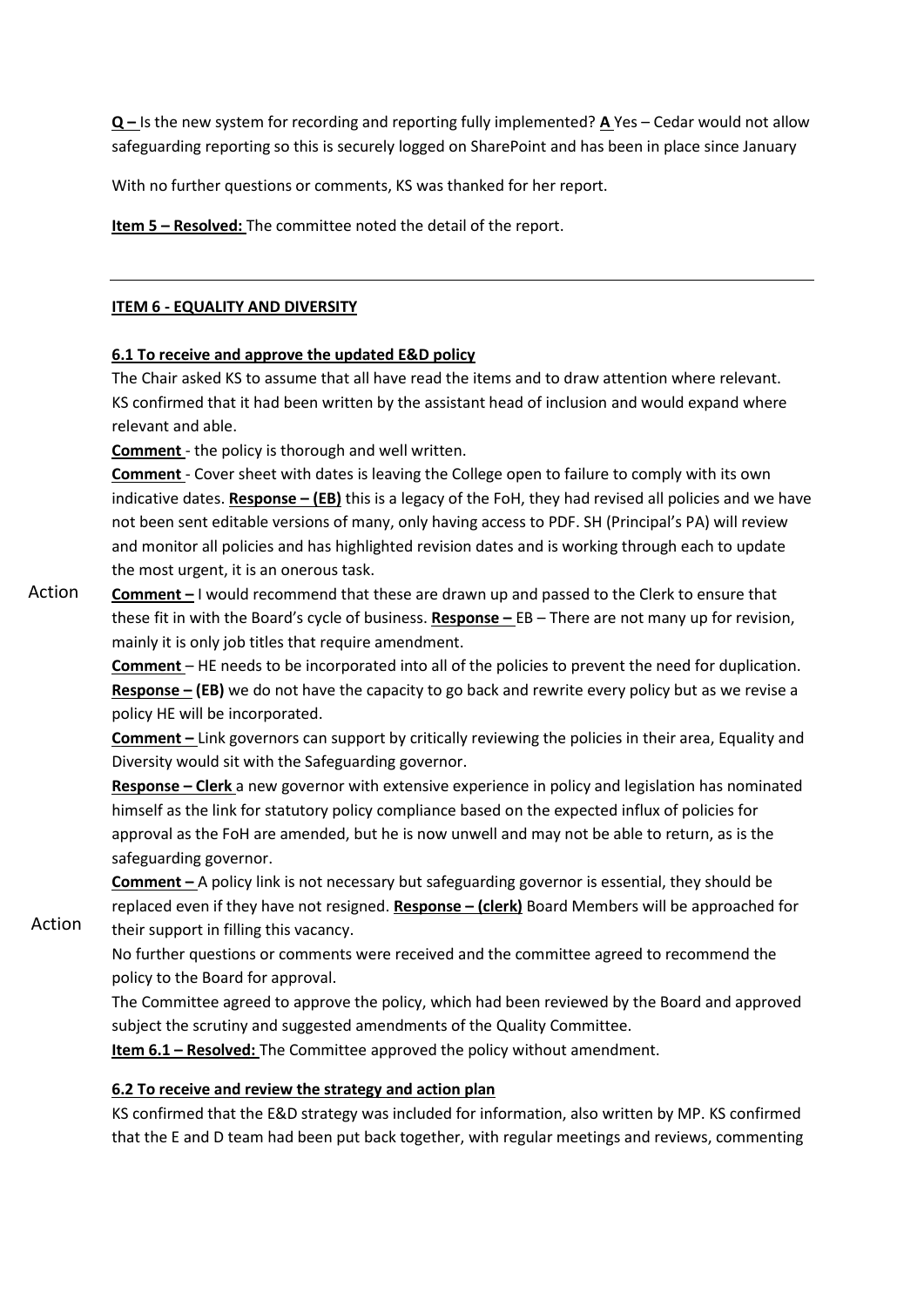**Q –** Is the new system for recording and reporting fully implemented? **A** Yes – Cedar would not allow safeguarding reporting so this is securely logged on SharePoint and has been in place since January

With no further questions or comments, KS was thanked for her report.

**Item 5 – Resolved:** The committee noted the detail of the report.

---

**ITEM 6 - EQUALITY AND DIVERSITY**

**6.1 To receive and approve the updated E&D policy**

The Chair asked KS to assume that all have read the items and to draw attention where relevant. KS confirmed that it had been written by the assistant head of inclusion and would expand where relevant and able.

**Comment** - the policy is thorough and well written.

**Comment** - Cover sheet with dates is leaving the College open to failure to comply with its own indicative dates. **Response – (EB)** this is a legacy of the FoH, they had revised all policies and we have not been sent editable versions of many, only having access to PDF. SH (Principal's PA) will review and monitor all policies and has highlighted revision dates and is working through each to update the most urgent, it is an onerous task.

Action — **Comment –** I would recommend that these are drawn up and passed to the Clerk to ensure that these fit in with the Board's cycle of business. **Response –** EB – There are not many up for revision, mainly it is only job titles that require amendment.

**Comment** – HE needs to be incorporated into all of the policies to prevent the need for duplication. **Response – (EB)** we do not have the capacity to go back and rewrite every policy but as we revise a policy HE will be incorporated.

**Comment –** Link governors can support by critically reviewing the policies in their area, Equality and Diversity would sit with the Safeguarding governor.

**Response – Clerk** a new governor with extensive experience in policy and legislation has nominated himself as the link for statutory policy compliance based on the expected influx of policies for approval as the FoH are amended, but he is now unwell and may not be able to return, as is the safeguarding governor.

**Comment –** A policy link is not necessary but safeguarding governor is essential, they should be replaced even if they have not resigned. **Response – (clerk)** Board Members will be approached for their support in filling this vacancy. — Action

No further questions or comments were received and the committee agreed to recommend the policy to the Board for approval.

The Committee agreed to approve the policy, which had been reviewed by the Board and approved subject the scrutiny and suggested amendments of the Quality Committee.

**Item 6.1 – Resolved:** The Committee approved the policy without amendment.

**6.2 To receive and review the strategy and action plan**

KS confirmed that the E&D strategy was included for information, also written by MP. KS confirmed that the E and D team had been put back together, with regular meetings and reviews, commenting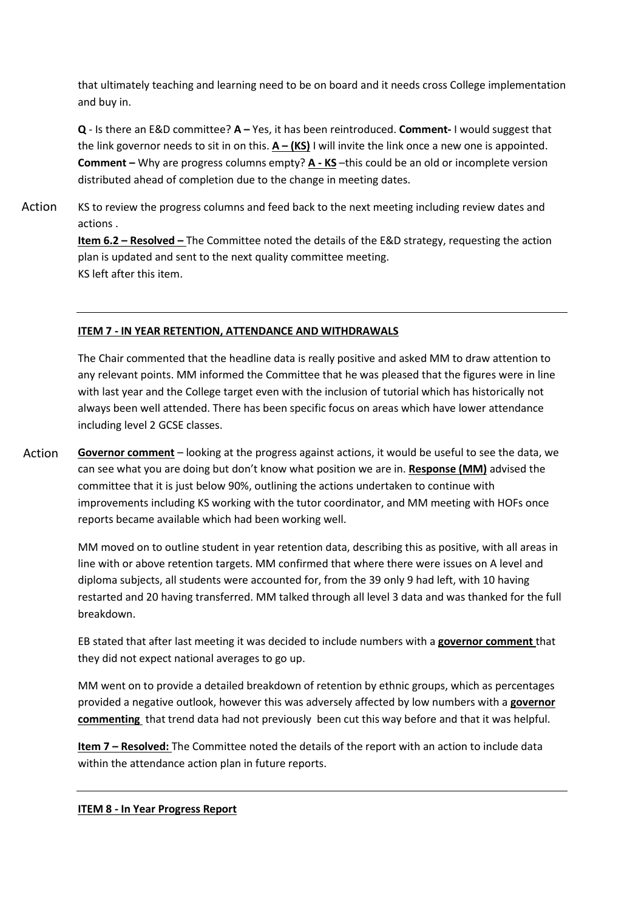that ultimately teaching and learning need to be on board and it needs cross College implementation and buy in.

**Q** - Is there an E&D committee? **A –** Yes, it has been reintroduced. **Comment-** I would suggest that the link governor needs to sit in on this. **<u>A – (KS)</u>** I will invite the link once a new one is appointed. **Comment –** Why are progress columns empty? **<u>A - KS</u>** –this could be an old or incomplete version distributed ahead of completion due to the change in meeting dates.

Action KS to review the progress columns and feed back to the next meeting including review dates and actions .

**<u>Item 6.2 – Resolved –</u>** The Committee noted the details of the E&D strategy, requesting the action plan is updated and sent to the next quality committee meeting.
KS left after this item.

---

**<u>ITEM 7 - IN YEAR RETENTION, ATTENDANCE AND WITHDRAWALS</u>**

The Chair commented that the headline data is really positive and asked MM to draw attention to any relevant points. MM informed the Committee that he was pleased that the figures were in line with last year and the College target even with the inclusion of tutorial which has historically not always been well attended. There has been specific focus on areas which have lower attendance including level 2 GCSE classes.

Action **<u>Governor comment</u>** – looking at the progress against actions, it would be useful to see the data, we can see what you are doing but don't know what position we are in. **<u>Response (MM)</u>** advised the committee that it is just below 90%, outlining the actions undertaken to continue with improvements including KS working with the tutor coordinator, and MM meeting with HOFs once reports became available which had been working well.

MM moved on to outline student in year retention data, describing this as positive, with all areas in line with or above retention targets. MM confirmed that where there were issues on A level and diploma subjects, all students were accounted for, from the 39 only 9 had left, with 10 having restarted and 20 having transferred. MM talked through all level 3 data and was thanked for the full breakdown.

EB stated that after last meeting it was decided to include numbers with a **<u>governor comment</u>** that they did not expect national averages to go up.

MM went on to provide a detailed breakdown of retention by ethnic groups, which as percentages provided a negative outlook, however this was adversely affected by low numbers with a **<u>governor commenting</u>** that trend data had not previously been cut this way before and that it was helpful.

**<u>Item 7 – Resolved:</u>** The Committee noted the details of the report with an action to include data within the attendance action plan in future reports.

---

**<u>ITEM 8 - In Year Progress Report</u>**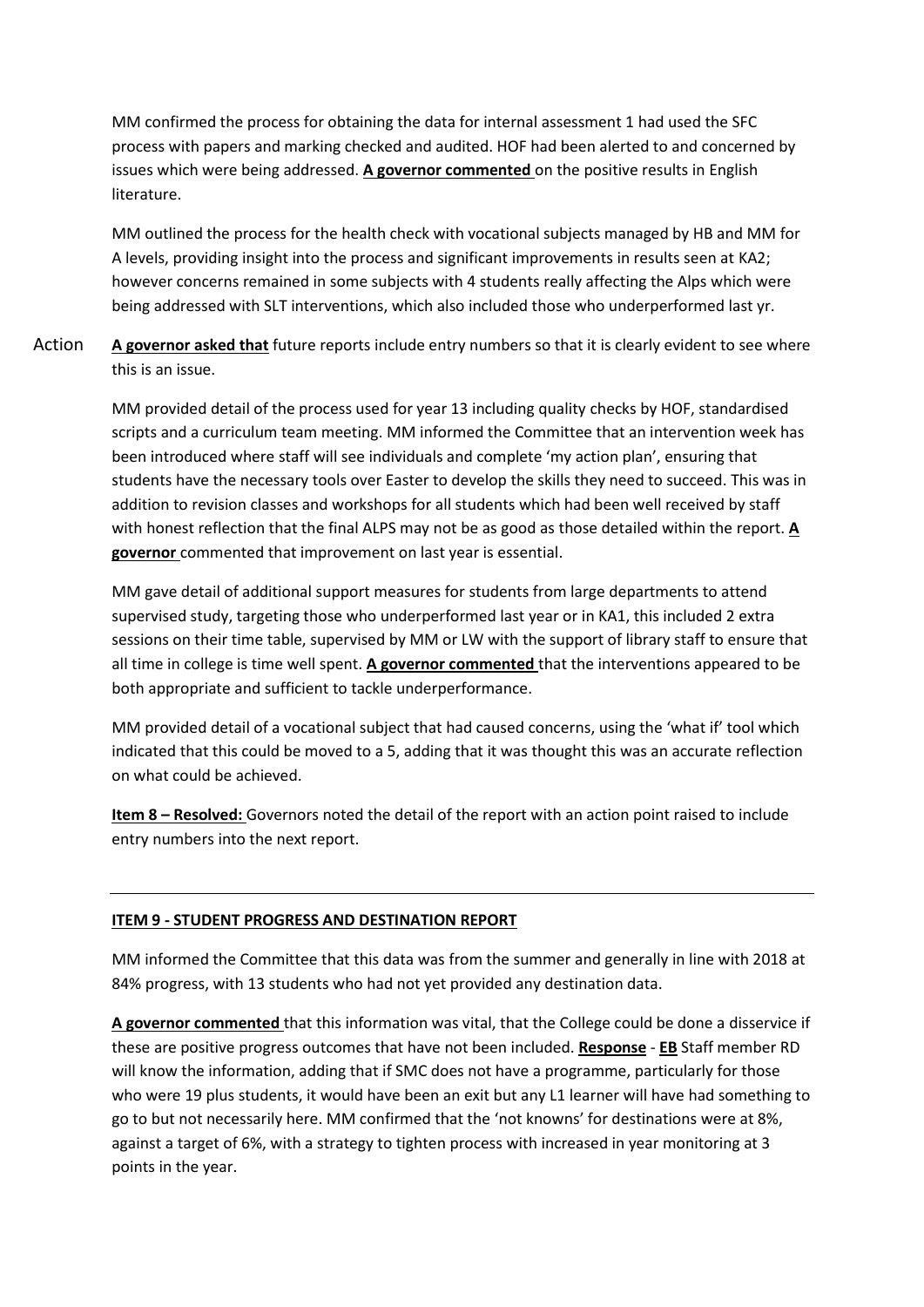MM confirmed the process for obtaining the data for internal assessment 1 had used the SFC process with papers and marking checked and audited. HOF had been alerted to and concerned by issues which were being addressed. **A governor commented** on the positive results in English literature.

MM outlined the process for the health check with vocational subjects managed by HB and MM for A levels, providing insight into the process and significant improvements in results seen at KA2; however concerns remained in some subjects with 4 students really affecting the Alps which were being addressed with SLT interventions, which also included those who underperformed last yr.

Action **A governor asked that** future reports include entry numbers so that it is clearly evident to see where this is an issue.

MM provided detail of the process used for year 13 including quality checks by HOF, standardised scripts and a curriculum team meeting. MM informed the Committee that an intervention week has been introduced where staff will see individuals and complete 'my action plan', ensuring that students have the necessary tools over Easter to develop the skills they need to succeed. This was in addition to revision classes and workshops for all students which had been well received by staff with honest reflection that the final ALPS may not be as good as those detailed within the report. **A governor** commented that improvement on last year is essential.

MM gave detail of additional support measures for students from large departments to attend supervised study, targeting those who underperformed last year or in KA1, this included 2 extra sessions on their time table, supervised by MM or LW with the support of library staff to ensure that all time in college is time well spent. **A governor commented** that the interventions appeared to be both appropriate and sufficient to tackle underperformance.

MM provided detail of a vocational subject that had caused concerns, using the 'what if' tool which indicated that this could be moved to a 5, adding that it was thought this was an accurate reflection on what could be achieved.

**Item 8 – Resolved:** Governors noted the detail of the report with an action point raised to include entry numbers into the next report.

---

**ITEM 9 - STUDENT PROGRESS AND DESTINATION REPORT**

MM informed the Committee that this data was from the summer and generally in line with 2018 at 84% progress, with 13 students who had not yet provided any destination data.

**A governor commented** that this information was vital, that the College could be done a disservice if these are positive progress outcomes that have not been included. **Response** - **EB** Staff member RD will know the information, adding that if SMC does not have a programme, particularly for those who were 19 plus students, it would have been an exit but any L1 learner will have had something to go to but not necessarily here. MM confirmed that the 'not knowns' for destinations were at 8%, against a target of 6%, with a strategy to tighten process with increased in year monitoring at 3 points in the year.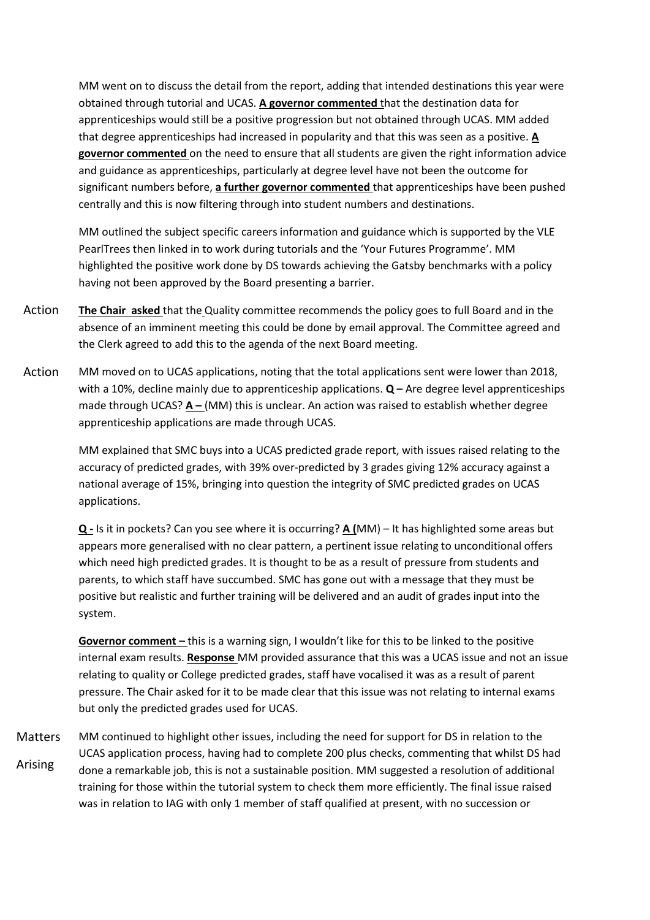MM went on to discuss the detail from the report, adding that intended destinations this year were obtained through tutorial and UCAS. **A governor commented** that the destination data for apprenticeships would still be a positive progression but not obtained through UCAS. MM added that degree apprenticeships had increased in popularity and that this was seen as a positive. **A governor commented** on the need to ensure that all students are given the right information advice and guidance as apprenticeships, particularly at degree level have not been the outcome for significant numbers before, **a further governor commented** that apprenticeships have been pushed centrally and this is now filtering through into student numbers and destinations.

MM outlined the subject specific careers information and guidance which is supported by the VLE PearlTrees then linked in to work during tutorials and the 'Your Futures Programme'. MM highlighted the positive work done by DS towards achieving the Gatsby benchmarks with a policy having not been approved by the Board presenting a barrier.

Action — **The Chair asked** that the Quality committee recommends the policy goes to full Board and in the absence of an imminent meeting this could be done by email approval. The Committee agreed and the Clerk agreed to add this to the agenda of the next Board meeting.

Action — MM moved on to UCAS applications, noting that the total applications sent were lower than 2018, with a 10%, decline mainly due to apprenticeship applications. **Q –** Are degree level apprenticeships made through UCAS? **A –** (MM) this is unclear. An action was raised to establish whether degree apprenticeship applications are made through UCAS.

MM explained that SMC buys into a UCAS predicted grade report, with issues raised relating to the accuracy of predicted grades, with 39% over-predicted by 3 grades giving 12% accuracy against a national average of 15%, bringing into question the integrity of SMC predicted grades on UCAS applications.

**Q -** Is it in pockets? Can you see where it is occurring? **A (**MM) – It has highlighted some areas but appears more generalised with no clear pattern, a pertinent issue relating to unconditional offers which need high predicted grades. It is thought to be as a result of pressure from students and parents, to which staff have succumbed. SMC has gone out with a message that they must be positive but realistic and further training will be delivered and an audit of grades input into the system.

**Governor comment –** this is a warning sign, I wouldn't like for this to be linked to the positive internal exam results. **Response** MM provided assurance that this was a UCAS issue and not an issue relating to quality or College predicted grades, staff have vocalised it was as a result of parent pressure. The Chair asked for it to be made clear that this issue was not relating to internal exams but only the predicted grades used for UCAS.

Matters Arising — MM continued to highlight other issues, including the need for support for DS in relation to the UCAS application process, having had to complete 200 plus checks, commenting that whilst DS had done a remarkable job, this is not a sustainable position. MM suggested a resolution of additional training for those within the tutorial system to check them more efficiently. The final issue raised was in relation to IAG with only 1 member of staff qualified at present, with no succession or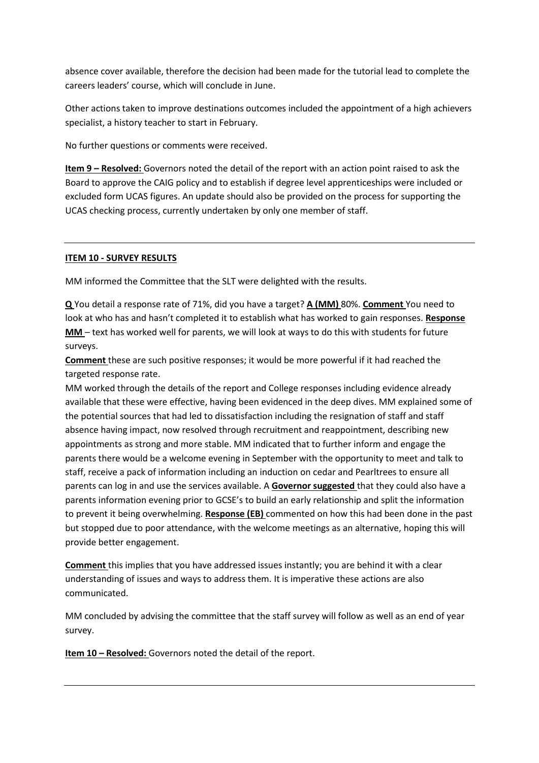absence cover available, therefore the decision had been made for the tutorial lead to complete the careers leaders' course, which will conclude in June.

Other actions taken to improve destinations outcomes included the appointment of a high achievers specialist, a history teacher to start in February.

No further questions or comments were received.

**Item 9 – Resolved:** Governors noted the detail of the report with an action point raised to ask the Board to approve the CAIG policy and to establish if degree level apprenticeships were included or excluded form UCAS figures. An update should also be provided on the process for supporting the UCAS checking process, currently undertaken by only one member of staff.

---

**ITEM 10 - SURVEY RESULTS**

MM informed the Committee that the SLT were delighted with the results.

**Q** You detail a response rate of 71%, did you have a target? **A (MM)** 80%. **Comment** You need to look at who has and hasn't completed it to establish what has worked to gain responses. **Response MM** – text has worked well for parents, we will look at ways to do this with students for future surveys.

**Comment** these are such positive responses; it would be more powerful if it had reached the targeted response rate.

MM worked through the details of the report and College responses including evidence already available that these were effective, having been evidenced in the deep dives. MM explained some of the potential sources that had led to dissatisfaction including the resignation of staff and staff absence having impact, now resolved through recruitment and reappointment, describing new appointments as strong and more stable. MM indicated that to further inform and engage the parents there would be a welcome evening in September with the opportunity to meet and talk to staff, receive a pack of information including an induction on cedar and Pearltrees to ensure all parents can log in and use the services available. A **Governor suggested** that they could also have a parents information evening prior to GCSE's to build an early relationship and split the information to prevent it being overwhelming. **Response (EB)** commented on how this had been done in the past but stopped due to poor attendance, with the welcome meetings as an alternative, hoping this will provide better engagement.

**Comment** this implies that you have addressed issues instantly; you are behind it with a clear understanding of issues and ways to address them. It is imperative these actions are also communicated.

MM concluded by advising the committee that the staff survey will follow as well as an end of year survey.

**Item 10 – Resolved:** Governors noted the detail of the report.

---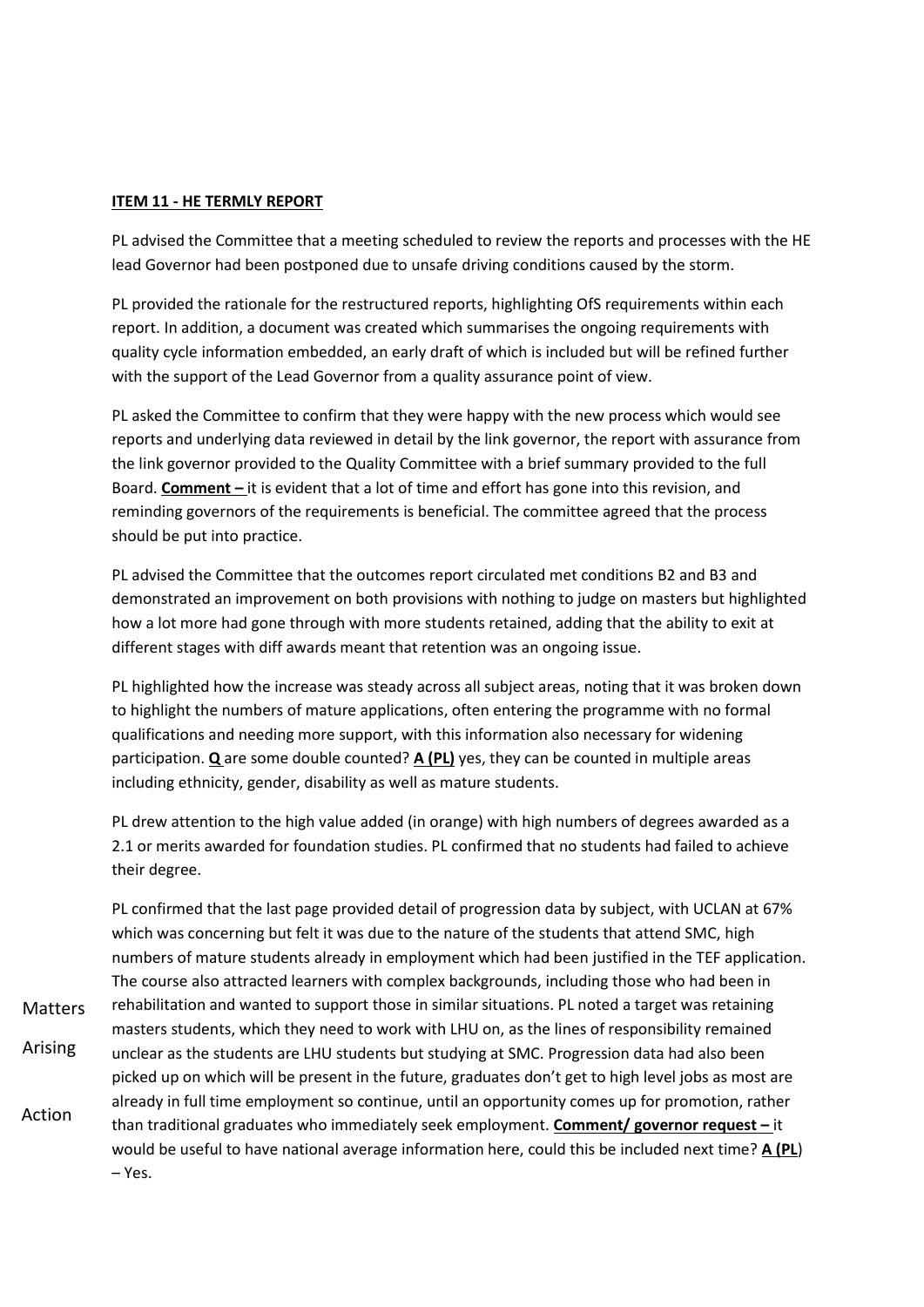**ITEM 11 - HE TERMLY REPORT**

PL advised the Committee that a meeting scheduled to review the reports and processes with the HE lead Governor had been postponed due to unsafe driving conditions caused by the storm.

PL provided the rationale for the restructured reports, highlighting OfS requirements within each report. In addition, a document was created which summarises the ongoing requirements with quality cycle information embedded, an early draft of which is included but will be refined further with the support of the Lead Governor from a quality assurance point of view.

PL asked the Committee to confirm that they were happy with the new process which would see reports and underlying data reviewed in detail by the link governor, the report with assurance from the link governor provided to the Quality Committee with a brief summary provided to the full Board. **Comment –** it is evident that a lot of time and effort has gone into this revision, and reminding governors of the requirements is beneficial. The committee agreed that the process should be put into practice.

PL advised the Committee that the outcomes report circulated met conditions B2 and B3 and demonstrated an improvement on both provisions with nothing to judge on masters but highlighted how a lot more had gone through with more students retained, adding that the ability to exit at different stages with diff awards meant that retention was an ongoing issue.

PL highlighted how the increase was steady across all subject areas, noting that it was broken down to highlight the numbers of mature applications, often entering the programme with no formal qualifications and needing more support, with this information also necessary for widening participation. **Q** are some double counted? **A (PL)** yes, they can be counted in multiple areas including ethnicity, gender, disability as well as mature students.

PL drew attention to the high value added (in orange) with high numbers of degrees awarded as a 2.1 or merits awarded for foundation studies. PL confirmed that no students had failed to achieve their degree.

PL confirmed that the last page provided detail of progression data by subject, with UCLAN at 67% which was concerning but felt it was due to the nature of the students that attend SMC, high numbers of mature students already in employment which had been justified in the TEF application. The course also attracted learners with complex backgrounds, including those who had been in rehabilitation and wanted to support those in similar situations. PL noted a target was retaining masters students, which they need to work with LHU on, as the lines of responsibility remained unclear as the students are LHU students but studying at SMC. Progression data had also been picked up on which will be present in the future, graduates don't get to high level jobs as most are already in full time employment so continue, until an opportunity comes up for promotion, rather than traditional graduates who immediately seek employment. **Comment/ governor request –** it would be useful to have national average information here, could this be included next time? **A (PL)** – Yes.

Matters Arising

Action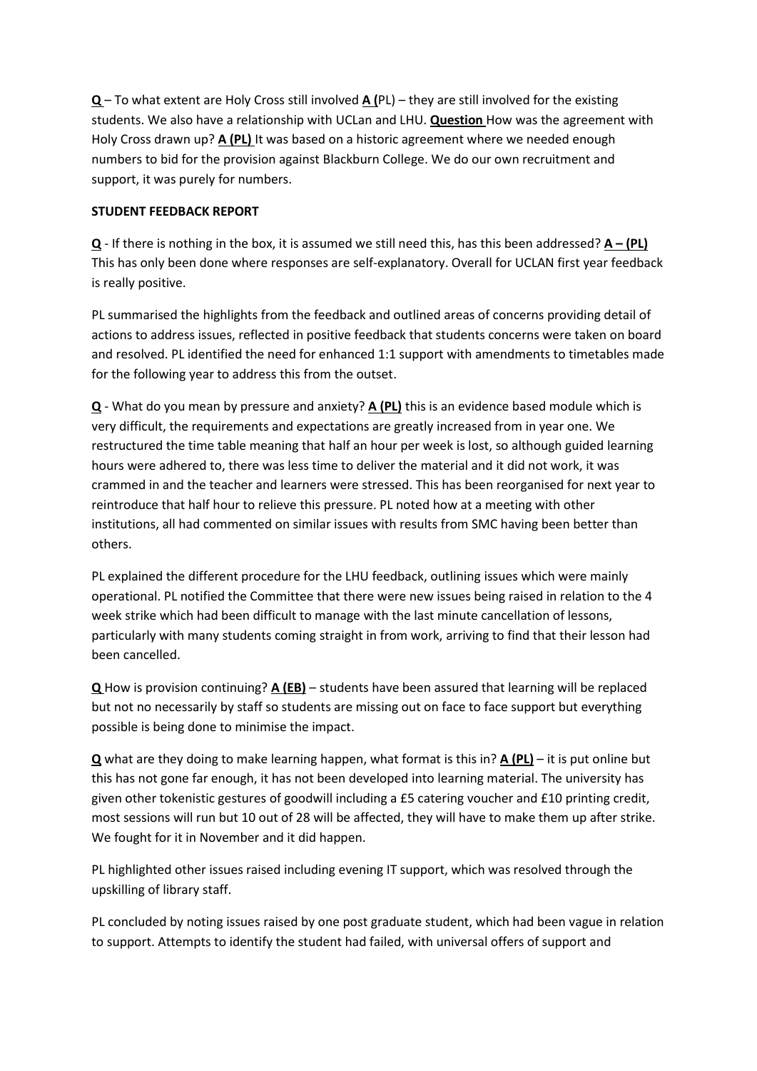**Q** – To what extent are Holy Cross still involved **A (**PL) – they are still involved for the existing students. We also have a relationship with UCLan and LHU. **Question** How was the agreement with Holy Cross drawn up? **A (PL)** It was based on a historic agreement where we needed enough numbers to bid for the provision against Blackburn College. We do our own recruitment and support, it was purely for numbers.

**STUDENT FEEDBACK REPORT**

**Q** - If there is nothing in the box, it is assumed we still need this, has this been addressed? **A – (PL)** This has only been done where responses are self-explanatory. Overall for UCLAN first year feedback is really positive.

PL summarised the highlights from the feedback and outlined areas of concerns providing detail of actions to address issues, reflected in positive feedback that students concerns were taken on board and resolved. PL identified the need for enhanced 1:1 support with amendments to timetables made for the following year to address this from the outset.

**Q** - What do you mean by pressure and anxiety? **A (PL)** this is an evidence based module which is very difficult, the requirements and expectations are greatly increased from in year one. We restructured the time table meaning that half an hour per week is lost, so although guided learning hours were adhered to, there was less time to deliver the material and it did not work, it was crammed in and the teacher and learners were stressed. This has been reorganised for next year to reintroduce that half hour to relieve this pressure. PL noted how at a meeting with other institutions, all had commented on similar issues with results from SMC having been better than others.

PL explained the different procedure for the LHU feedback, outlining issues which were mainly operational. PL notified the Committee that there were new issues being raised in relation to the 4 week strike which had been difficult to manage with the last minute cancellation of lessons, particularly with many students coming straight in from work, arriving to find that their lesson had been cancelled.

**Q** How is provision continuing? **A (EB)** – students have been assured that learning will be replaced but not no necessarily by staff so students are missing out on face to face support but everything possible is being done to minimise the impact.

**Q** what are they doing to make learning happen, what format is this in? **A (PL)** – it is put online but this has not gone far enough, it has not been developed into learning material. The university has given other tokenistic gestures of goodwill including a £5 catering voucher and £10 printing credit, most sessions will run but 10 out of 28 will be affected, they will have to make them up after strike. We fought for it in November and it did happen.

PL highlighted other issues raised including evening IT support, which was resolved through the upskilling of library staff.

PL concluded by noting issues raised by one post graduate student, which had been vague in relation to support. Attempts to identify the student had failed, with universal offers of support and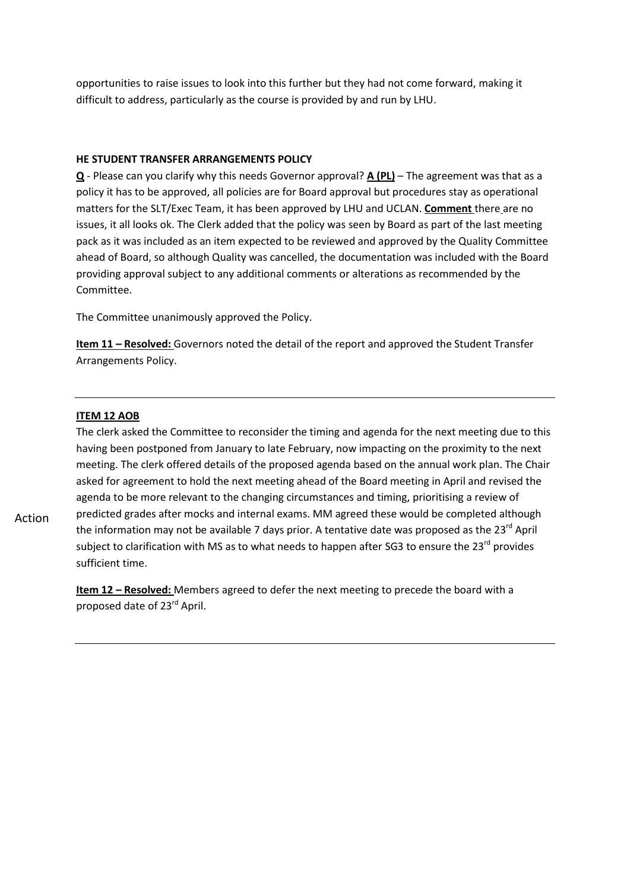opportunities to raise issues to look into this further but they had not come forward, making it difficult to address, particularly as the course is provided by and run by LHU.

**HE STUDENT TRANSFER ARRANGEMENTS POLICY**

**Q** - Please can you clarify why this needs Governor approval? **A (PL)** – The agreement was that as a policy it has to be approved, all policies are for Board approval but procedures stay as operational matters for the SLT/Exec Team, it has been approved by LHU and UCLAN. **Comment** there are no issues, it all looks ok. The Clerk added that the policy was seen by Board as part of the last meeting pack as it was included as an item expected to be reviewed and approved by the Quality Committee ahead of Board, so although Quality was cancelled, the documentation was included with the Board providing approval subject to any additional comments or alterations as recommended by the Committee.

The Committee unanimously approved the Policy.

**Item 11 – Resolved:** Governors noted the detail of the report and approved the Student Transfer Arrangements Policy.

---

**ITEM 12 AOB**

The clerk asked the Committee to reconsider the timing and agenda for the next meeting due to this having been postponed from January to late February, now impacting on the proximity to the next meeting. The clerk offered details of the proposed agenda based on the annual work plan. The Chair asked for agreement to hold the next meeting ahead of the Board meeting in April and revised the agenda to be more relevant to the changing circumstances and timing, prioritising a review of predicted grades after mocks and internal exams. MM agreed these would be completed although the information may not be available 7 days prior. A tentative date was proposed as the 23rd April subject to clarification with MS as to what needs to happen after SG3 to ensure the 23rd provides sufficient time.

Action

**Item 12 – Resolved:** Members agreed to defer the next meeting to precede the board with a proposed date of 23rd April.

---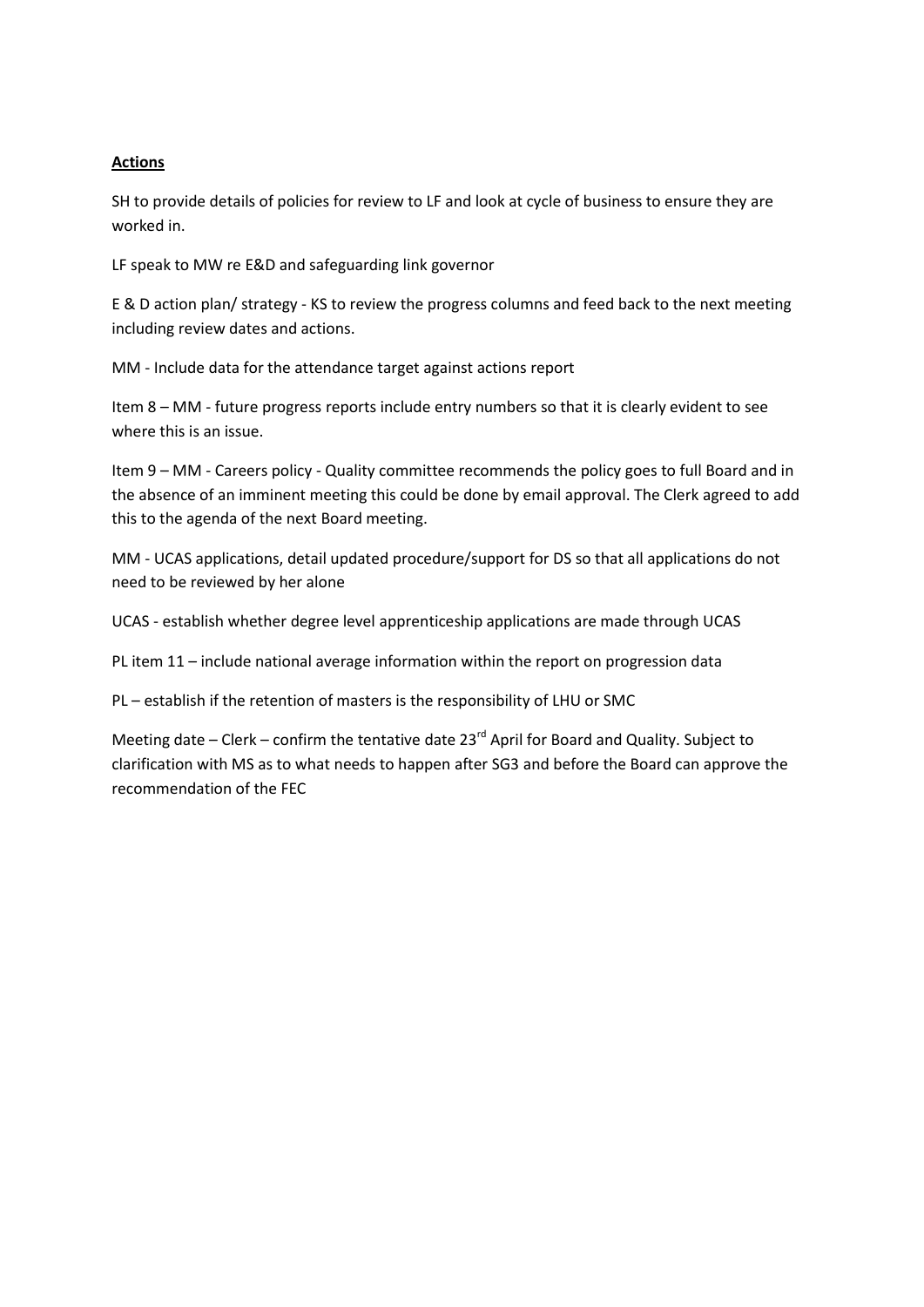**Actions**

SH to provide details of policies for review to LF and look at cycle of business to ensure they are worked in.

LF speak to MW re E&D and safeguarding link governor

E & D action plan/ strategy - KS to review the progress columns and feed back to the next meeting including review dates and actions.

MM - Include data for the attendance target against actions report

Item 8 – MM - future progress reports include entry numbers so that it is clearly evident to see where this is an issue.

Item 9 – MM - Careers policy - Quality committee recommends the policy goes to full Board and in the absence of an imminent meeting this could be done by email approval. The Clerk agreed to add this to the agenda of the next Board meeting.

MM - UCAS applications, detail updated procedure/support for DS so that all applications do not need to be reviewed by her alone

UCAS - establish whether degree level apprenticeship applications are made through UCAS

PL item 11 – include national average information within the report on progression data

PL – establish if the retention of masters is the responsibility of LHU or SMC

Meeting date – Clerk – confirm the tentative date 23rd April for Board and Quality. Subject to clarification with MS as to what needs to happen after SG3 and before the Board can approve the recommendation of the FEC